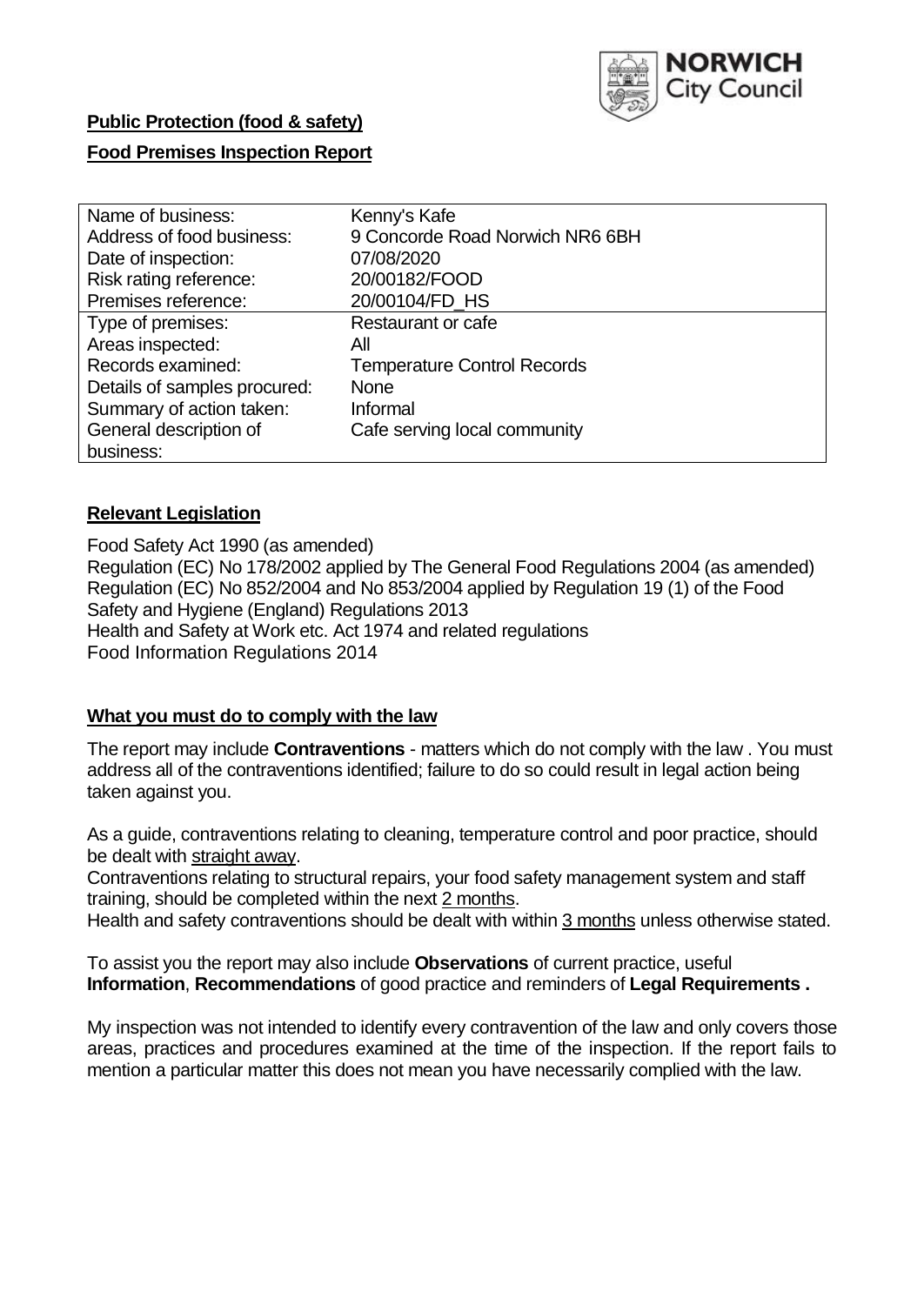NORWICH City Council

**Public Protection (food & safety)**

**Food Premises Inspection Report**

| | |
|---|---|
| Name of business: | Kenny's Kafe |
| Address of food business: | 9 Concorde Road Norwich NR6 6BH |
| Date of inspection: | 07/08/2020 |
| Risk rating reference: | 20/00182/FOOD |
| Premises reference: | 20/00104/FD_HS |
| Type of premises: | Restaurant or cafe |
| Areas inspected: | All |
| Records examined: | Temperature Control Records |
| Details of samples procured: | None |
| Summary of action taken: | Informal |
| General description of business: | Cafe serving local community |

## Relevant Legislation

Food Safety Act 1990 (as amended)
Regulation (EC) No 178/2002 applied by The General Food Regulations 2004 (as amended)
Regulation (EC) No 852/2004 and No 853/2004 applied by Regulation 19 (1) of the Food Safety and Hygiene (England) Regulations 2013
Health and Safety at Work etc. Act 1974 and related regulations
Food Information Regulations 2014

## What you must do to comply with the law

The report may include **Contraventions** - matters which do not comply with the law . You must address all of the contraventions identified; failure to do so could result in legal action being taken against you.

As a guide, contraventions relating to cleaning, temperature control and poor practice, should be dealt with straight away.

Contraventions relating to structural repairs, your food safety management system and staff training, should be completed within the next 2 months.

Health and safety contraventions should be dealt with within 3 months unless otherwise stated.

To assist you the report may also include **Observations** of current practice, useful **Information**, **Recommendations** of good practice and reminders of **Legal Requirements .**

My inspection was not intended to identify every contravention of the law and only covers those areas, practices and procedures examined at the time of the inspection. If the report fails to mention a particular matter this does not mean you have necessarily complied with the law.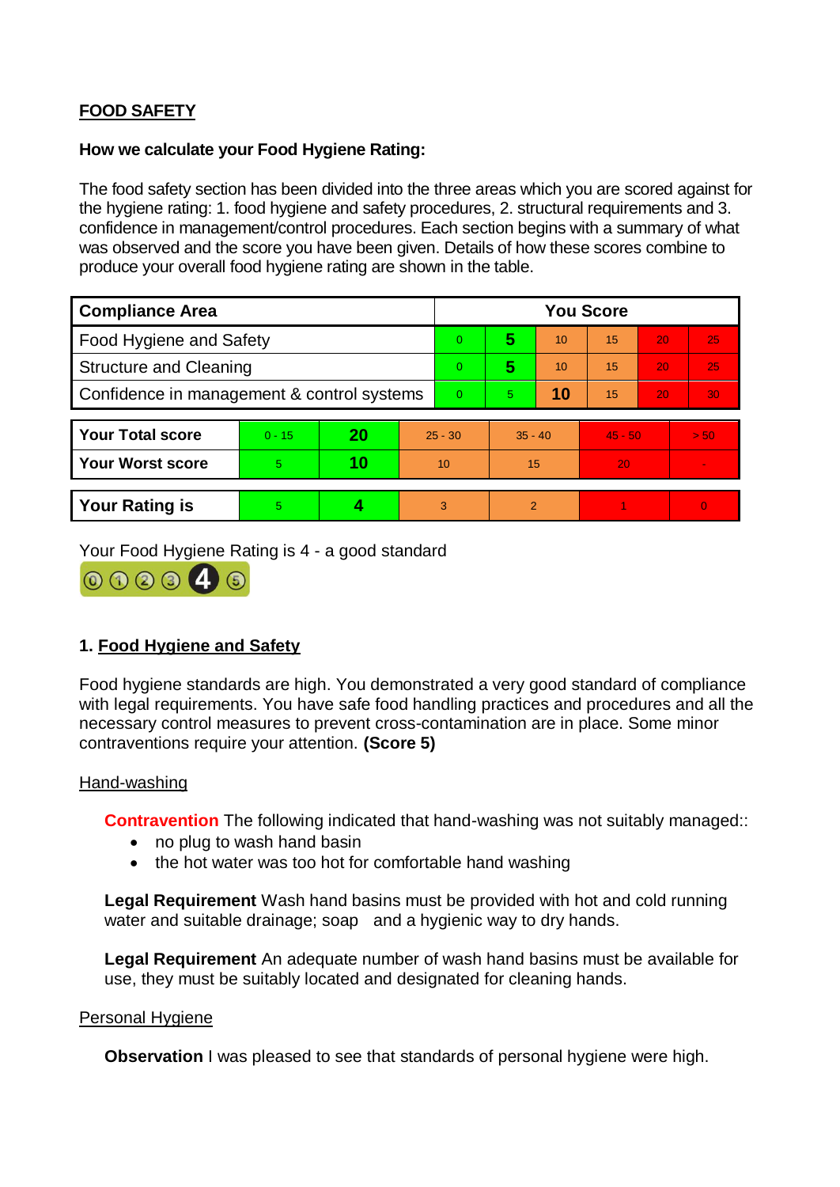## FOOD SAFETY

**How we calculate your Food Hygiene Rating:**

The food safety section has been divided into the three areas which you are scored against for the hygiene rating: 1. food hygiene and safety procedures, 2. structural requirements and 3. confidence in management/control procedures. Each section begins with a summary of what was observed and the score you have been given. Details of how these scores combine to produce your overall food hygiene rating are shown in the table.

| Compliance Area | You Score | | | | | |
|---|---|---|---|---|---|---|
| Food Hygiene and Safety | 0 | **5** | 10 | 15 | 20 | 25 |
| Structure and Cleaning | 0 | **5** | 10 | 15 | 20 | 25 |
| Confidence in management & control systems | 0 | 5 | **10** | 15 | 20 | 30 |

| | | | | | | |
|---|---|---|---|---|---|---|
| **Your Total score** | 0 - 15 | **20** | 25 - 30 | 35 - 40 | 45 - 50 | > 50 |
| **Your Worst score** | 5 | **10** | 10 | 15 | 20 | - |

| | | | | | | |
|---|---|---|---|---|---|---|
| **Your Rating is** | 5 | **4** | 3 | 2 | 1 | 0 |

Your Food Hygiene Rating is 4 - a good standard

### 1. Food Hygiene and Safety

Food hygiene standards are high. You demonstrated a very good standard of compliance with legal requirements. You have safe food handling practices and procedures and all the necessary control measures to prevent cross-contamination are in place. Some minor contraventions require your attention. **(Score 5)**

#### Hand-washing

**Contravention** The following indicated that hand-washing was not suitably managed::

- no plug to wash hand basin
- the hot water was too hot for comfortable hand washing

**Legal Requirement** Wash hand basins must be provided with hot and cold running water and suitable drainage; soap and a hygienic way to dry hands.

**Legal Requirement** An adequate number of wash hand basins must be available for use, they must be suitably located and designated for cleaning hands.

#### Personal Hygiene

**Observation** I was pleased to see that standards of personal hygiene were high.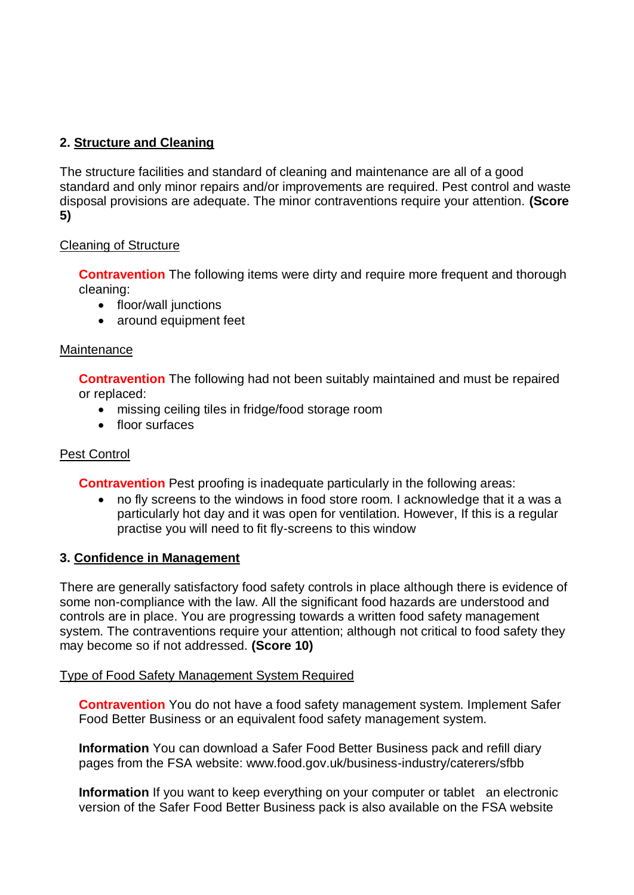## 2. Structure and Cleaning

The structure facilities and standard of cleaning and maintenance are all of a good standard and only minor repairs and/or improvements are required. Pest control and waste disposal provisions are adequate. The minor contraventions require your attention. **(Score 5)**

Cleaning of Structure

**Contravention** The following items were dirty and require more frequent and thorough cleaning:

- floor/wall junctions
- around equipment feet

Maintenance

**Contravention** The following had not been suitably maintained and must be repaired or replaced:

- missing ceiling tiles in fridge/food storage room
- floor surfaces

Pest Control

**Contravention** Pest proofing is inadequate particularly in the following areas:

- no fly screens to the windows in food store room. I acknowledge that it a was a particularly hot day and it was open for ventilation. However, If this is a regular practise you will need to fit fly-screens to this window

## 3. Confidence in Management

There are generally satisfactory food safety controls in place although there is evidence of some non-compliance with the law. All the significant food hazards are understood and controls are in place. You are progressing towards a written food safety management system. The contraventions require your attention; although not critical to food safety they may become so if not addressed. **(Score 10)**

Type of Food Safety Management System Required

**Contravention** You do not have a food safety management system. Implement Safer Food Better Business or an equivalent food safety management system.

**Information** You can download a Safer Food Better Business pack and refill diary pages from the FSA website: www.food.gov.uk/business-industry/caterers/sfbb

**Information** If you want to keep everything on your computer or tablet an electronic version of the Safer Food Better Business pack is also available on the FSA website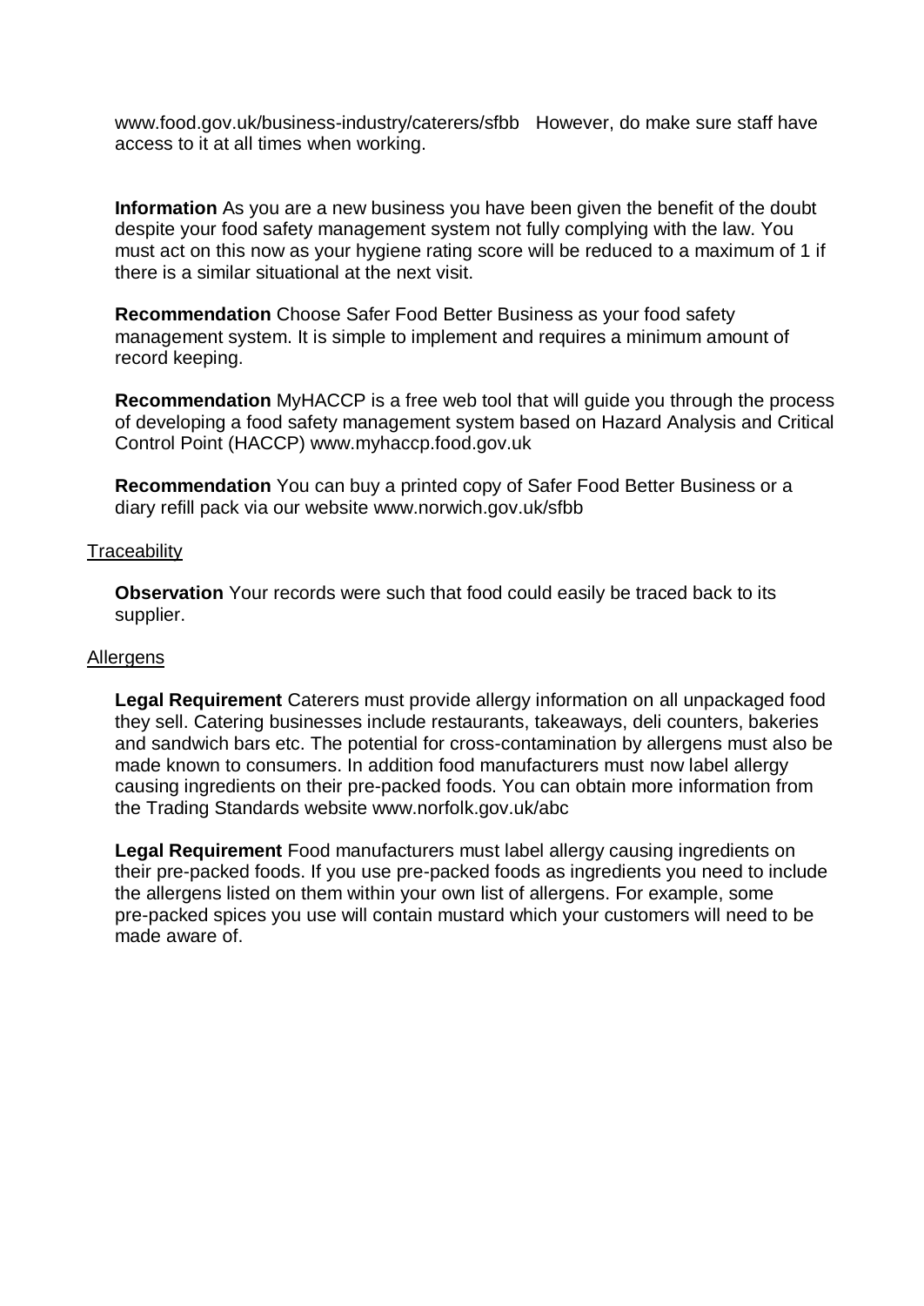www.food.gov.uk/business-industry/caterers/sfbb However, do make sure staff have access to it at all times when working.

**Information** As you are a new business you have been given the benefit of the doubt despite your food safety management system not fully complying with the law. You must act on this now as your hygiene rating score will be reduced to a maximum of 1 if there is a similar situational at the next visit.

**Recommendation** Choose Safer Food Better Business as your food safety management system. It is simple to implement and requires a minimum amount of record keeping.

**Recommendation** MyHACCP is a free web tool that will guide you through the process of developing a food safety management system based on Hazard Analysis and Critical Control Point (HACCP) www.myhaccp.food.gov.uk

**Recommendation** You can buy a printed copy of Safer Food Better Business or a diary refill pack via our website www.norwich.gov.uk/sfbb

Traceability

**Observation** Your records were such that food could easily be traced back to its supplier.

Allergens

**Legal Requirement** Caterers must provide allergy information on all unpackaged food they sell. Catering businesses include restaurants, takeaways, deli counters, bakeries and sandwich bars etc. The potential for cross-contamination by allergens must also be made known to consumers. In addition food manufacturers must now label allergy causing ingredients on their pre-packed foods. You can obtain more information from the Trading Standards website www.norfolk.gov.uk/abc

**Legal Requirement** Food manufacturers must label allergy causing ingredients on their pre-packed foods. If you use pre-packed foods as ingredients you need to include the allergens listed on them within your own list of allergens. For example, some pre-packed spices you use will contain mustard which your customers will need to be made aware of.